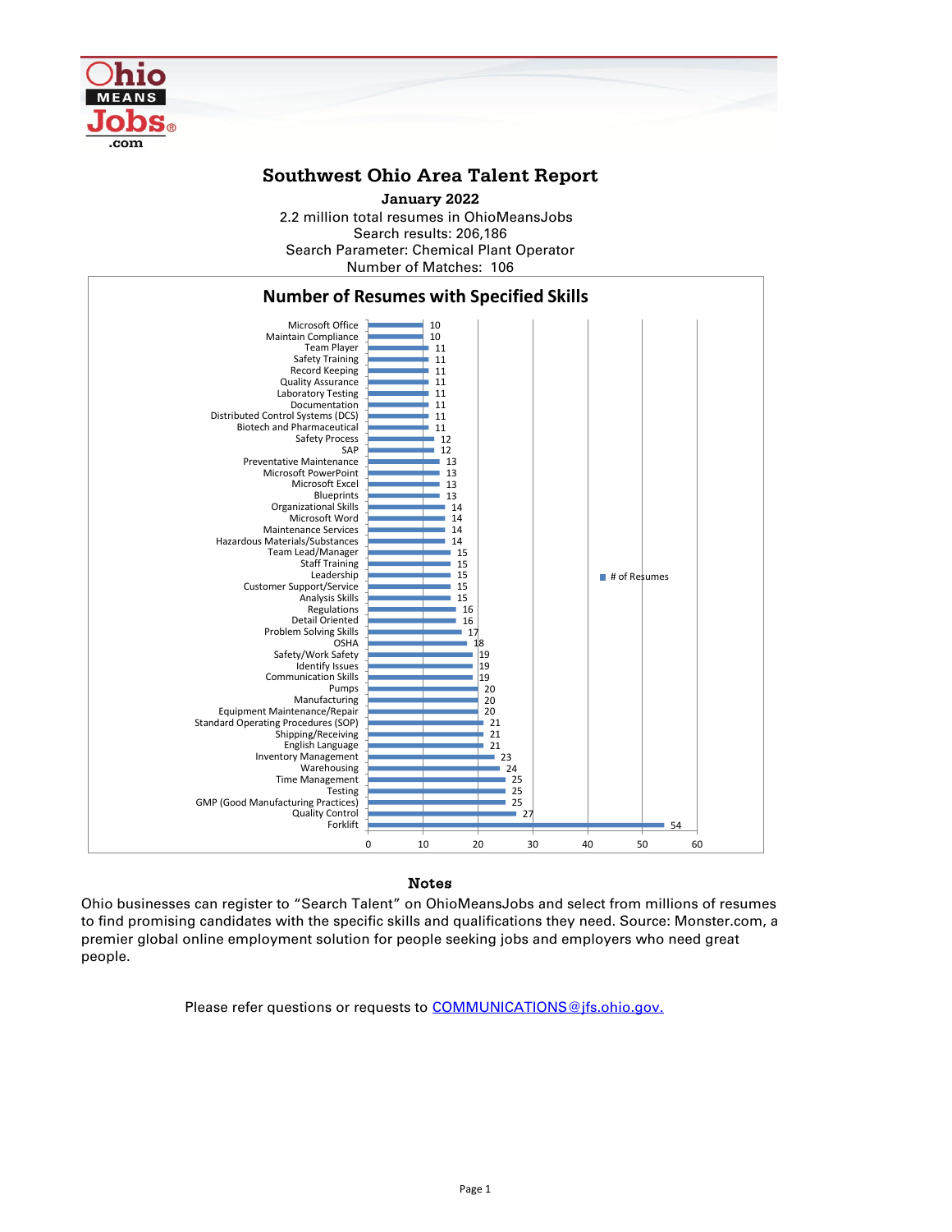# Southwest Ohio Area Talent Report

**January 2022**

2.2 million total resumes in OhioMeansJobs
Search results: 206,186
Search Parameter: Chemical Plant Operator
Number of Matches: 106

## Number of Resumes with Specified Skills

| Skill | # of Resumes |
|---|---|
| Microsoft Office | 10 |
| Maintain Compliance | 10 |
| Team Player | 11 |
| Safety Training | 11 |
| Record Keeping | 11 |
| Quality Assurance | 11 |
| Laboratory Testing | 11 |
| Documentation | 11 |
| Distributed Control Systems (DCS) | 11 |
| Biotech and Pharmaceutical | 11 |
| Safety Process | 12 |
| SAP | 12 |
| Preventative Maintenance | 13 |
| Microsoft PowerPoint | 13 |
| Microsoft Excel | 13 |
| Blueprints | 13 |
| Organizational Skills | 14 |
| Microsoft Word | 14 |
| Maintenance Services | 14 |
| Hazardous Materials/Substances | 14 |
| Team Lead/Manager | 15 |
| Staff Training | 15 |
| Leadership | 15 |
| Customer Support/Service | 15 |
| Analysis Skills | 15 |
| Regulations | 16 |
| Detail Oriented | 16 |
| Problem Solving Skills | 17 |
| OSHA | 18 |
| Safety/Work Safety | 19 |
| Identify Issues | 19 |
| Communication Skills | 19 |
| Pumps | 20 |
| Manufacturing | 20 |
| Equipment Maintenance/Repair | 20 |
| Standard Operating Procedures (SOP) | 21 |
| Shipping/Receiving | 21 |
| English Language | 21 |
| Inventory Management | 23 |
| Warehousing | 24 |
| Time Management | 25 |
| Testing | 25 |
| GMP (Good Manufacturing Practices) | 25 |
| Quality Control | 27 |
| Forklift | 54 |

### Notes

Ohio businesses can register to “Search Talent” on OhioMeansJobs and select from millions of resumes to find promising candidates with the specific skills and qualifications they need. Source: Monster.com, a premier global online employment solution for people seeking jobs and employers who need great people.

Please refer questions or requests to [COMMUNICATIONS@jfs.ohio.gov.](mailto:COMMUNICATIONS@jfs.ohio.gov)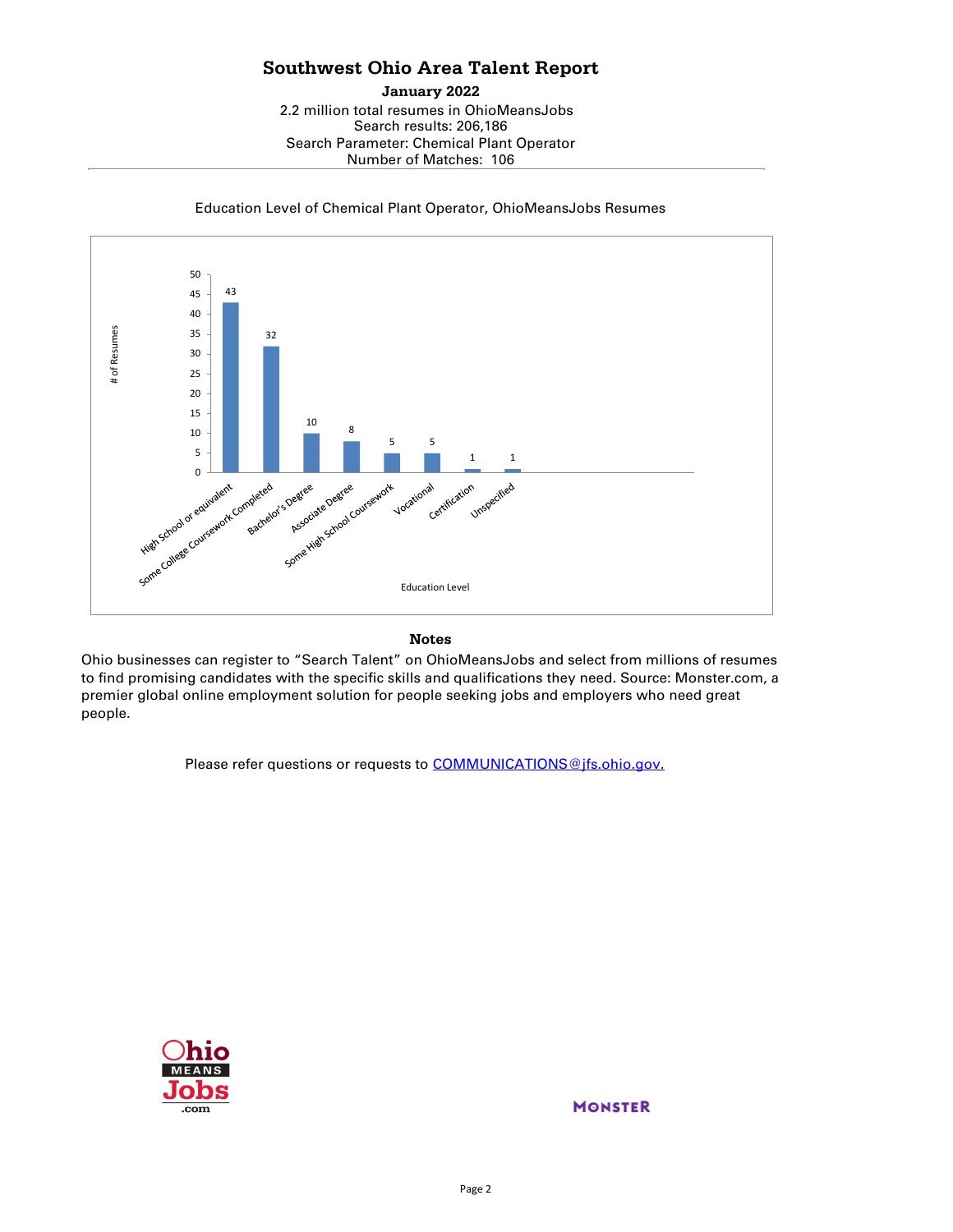# Southwest Ohio Area Talent Report

**January 2022**

2.2 million total resumes in OhioMeansJobs
Search results: 206,186
Search Parameter: Chemical Plant Operator
Number of Matches: 106

Education Level of Chemical Plant Operator, OhioMeansJobs Resumes

# of Resumes

50
45
40
35
30
25
20
15
10
5
0

43
32
10
8
5
5
1
1

High School or equivalent
Some College Coursework Completed
Bachelor's Degree
Associate Degree
Some High School Coursework
Vocational
Certification
Unspecified

Education Level

## Notes

Ohio businesses can register to "Search Talent" on OhioMeansJobs and select from millions of resumes to find promising candidates with the specific skills and qualifications they need. Source: Monster.com, a premier global online employment solution for people seeking jobs and employers who need great people.

Please refer questions or requests to COMMUNICATIONS@jfs.ohio.gov.

Ohio MEANS Jobs .com

MONSTER